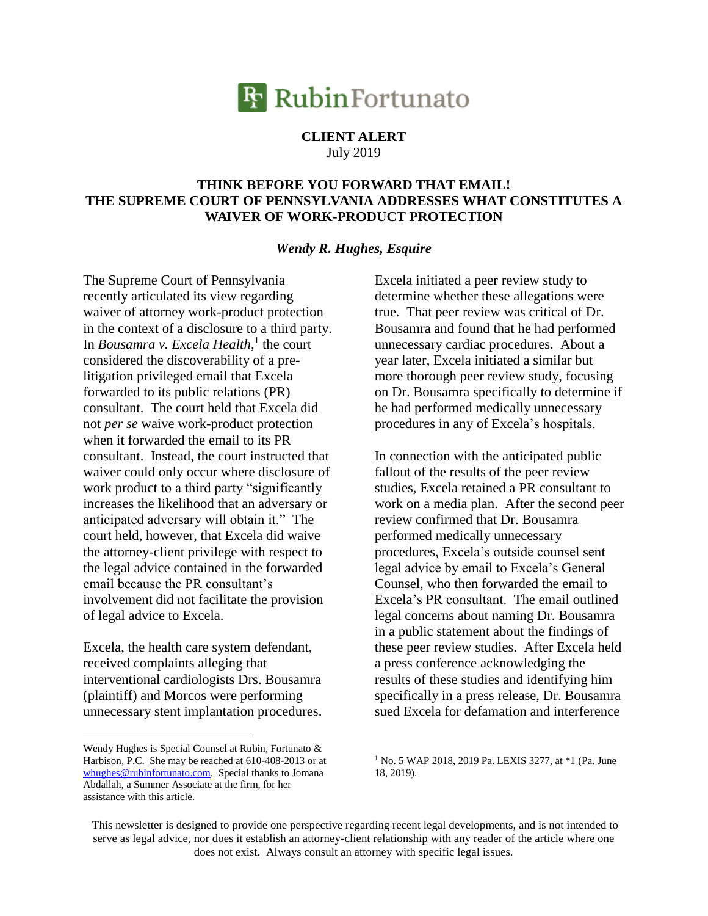RubinFortunato

**CLIENT ALERT**
July 2019

# THINK BEFORE YOU FORWARD THAT EMAIL! THE SUPREME COURT OF PENNSYLVANIA ADDRESSES WHAT CONSTITUTES A WAIVER OF WORK-PRODUCT PROTECTION

***Wendy R. Hughes, Esquire***

The Supreme Court of Pennsylvania recently articulated its view regarding waiver of attorney work-product protection in the context of a disclosure to a third party. In *Bousamra v. Excela Health,*[1] the court considered the discoverability of a pre-litigation privileged email that Excela forwarded to its public relations (PR) consultant. The court held that Excela did not *per se* waive work-product protection when it forwarded the email to its PR consultant. Instead, the court instructed that waiver could only occur where disclosure of work product to a third party "significantly increases the likelihood that an adversary or anticipated adversary will obtain it." The court held, however, that Excela did waive the attorney-client privilege with respect to the legal advice contained in the forwarded email because the PR consultant's involvement did not facilitate the provision of legal advice to Excela.

Excela, the health care system defendant, received complaints alleging that interventional cardiologists Drs. Bousamra (plaintiff) and Morcos were performing unnecessary stent implantation procedures. Excela initiated a peer review study to determine whether these allegations were true. That peer review was critical of Dr. Bousamra and found that he had performed unnecessary cardiac procedures. About a year later, Excela initiated a similar but more thorough peer review study, focusing on Dr. Bousamra specifically to determine if he had performed medically unnecessary procedures in any of Excela's hospitals.

In connection with the anticipated public fallout of the results of the peer review studies, Excela retained a PR consultant to work on a media plan. After the second peer review confirmed that Dr. Bousamra performed medically unnecessary procedures, Excela's outside counsel sent legal advice by email to Excela's General Counsel, who then forwarded the email to Excela's PR consultant. The email outlined legal concerns about naming Dr. Bousamra in a public statement about the findings of these peer review studies. After Excela held a press conference acknowledging the results of these studies and identifying him specifically in a press release, Dr. Bousamra sued Excela for defamation and interference

---

Wendy Hughes is Special Counsel at Rubin, Fortunato & Harbison, P.C. She may be reached at 610-408-2013 or at whughes@rubinfortunato.com. Special thanks to Jomana Abdallah, a Summer Associate at the firm, for her assistance with this article.

[1] No. 5 WAP 2018, 2019 Pa. LEXIS 3277, at *1 (Pa. June 18, 2019).

This newsletter is designed to provide one perspective regarding recent legal developments, and is not intended to serve as legal advice, nor does it establish an attorney-client relationship with any reader of the article where one does not exist. Always consult an attorney with specific legal issues.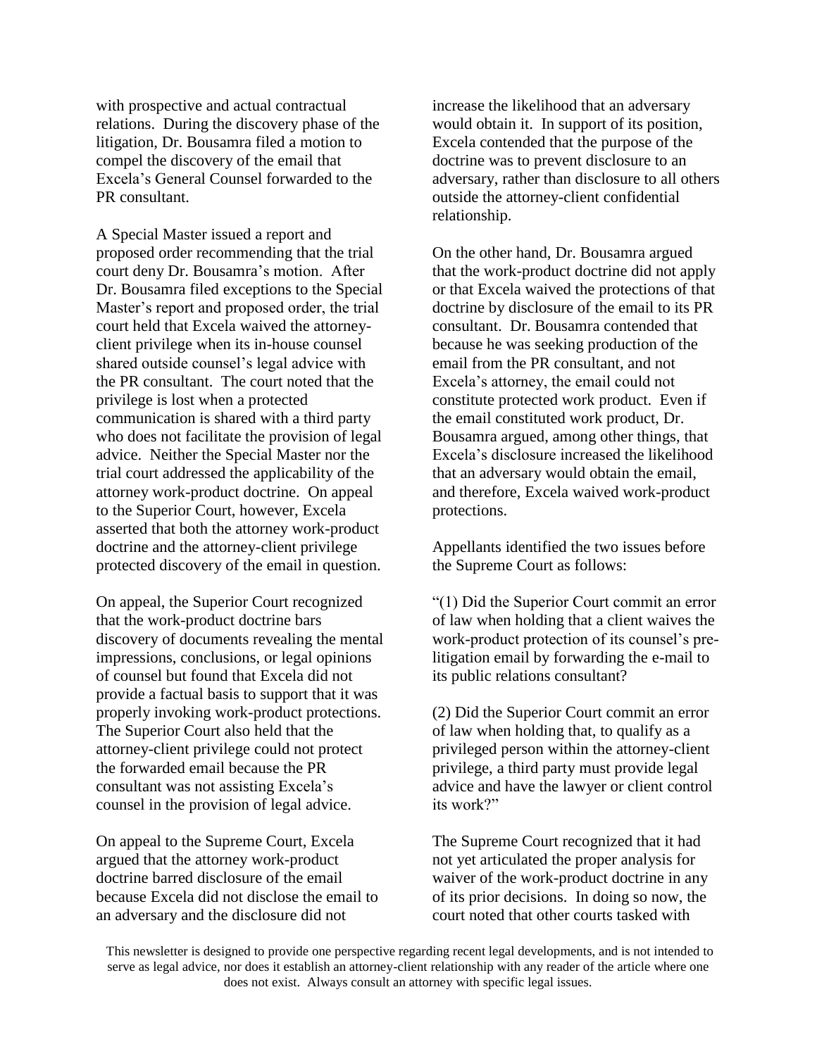with prospective and actual contractual relations. During the discovery phase of the litigation, Dr. Bousamra filed a motion to compel the discovery of the email that Excela's General Counsel forwarded to the PR consultant.

A Special Master issued a report and proposed order recommending that the trial court deny Dr. Bousamra's motion. After Dr. Bousamra filed exceptions to the Special Master's report and proposed order, the trial court held that Excela waived the attorney-client privilege when its in-house counsel shared outside counsel's legal advice with the PR consultant. The court noted that the privilege is lost when a protected communication is shared with a third party who does not facilitate the provision of legal advice. Neither the Special Master nor the trial court addressed the applicability of the attorney work-product doctrine. On appeal to the Superior Court, however, Excela asserted that both the attorney work-product doctrine and the attorney-client privilege protected discovery of the email in question.

On appeal, the Superior Court recognized that the work-product doctrine bars discovery of documents revealing the mental impressions, conclusions, or legal opinions of counsel but found that Excela did not provide a factual basis to support that it was properly invoking work-product protections. The Superior Court also held that the attorney-client privilege could not protect the forwarded email because the PR consultant was not assisting Excela's counsel in the provision of legal advice.

On appeal to the Supreme Court, Excela argued that the attorney work-product doctrine barred disclosure of the email because Excela did not disclose the email to an adversary and the disclosure did not increase the likelihood that an adversary would obtain it. In support of its position, Excela contended that the purpose of the doctrine was to prevent disclosure to an adversary, rather than disclosure to all others outside the attorney-client confidential relationship.

On the other hand, Dr. Bousamra argued that the work-product doctrine did not apply or that Excela waived the protections of that doctrine by disclosure of the email to its PR consultant. Dr. Bousamra contended that because he was seeking production of the email from the PR consultant, and not Excela's attorney, the email could not constitute protected work product. Even if the email constituted work product, Dr. Bousamra argued, among other things, that Excela's disclosure increased the likelihood that an adversary would obtain the email, and therefore, Excela waived work-product protections.

Appellants identified the two issues before the Supreme Court as follows:

"(1) Did the Superior Court commit an error of law when holding that a client waives the work-product protection of its counsel's pre-litigation email by forwarding the e-mail to its public relations consultant?

(2) Did the Superior Court commit an error of law when holding that, to qualify as a privileged person within the attorney-client privilege, a third party must provide legal advice and have the lawyer or client control its work?"

The Supreme Court recognized that it had not yet articulated the proper analysis for waiver of the work-product doctrine in any of its prior decisions. In doing so now, the court noted that other courts tasked with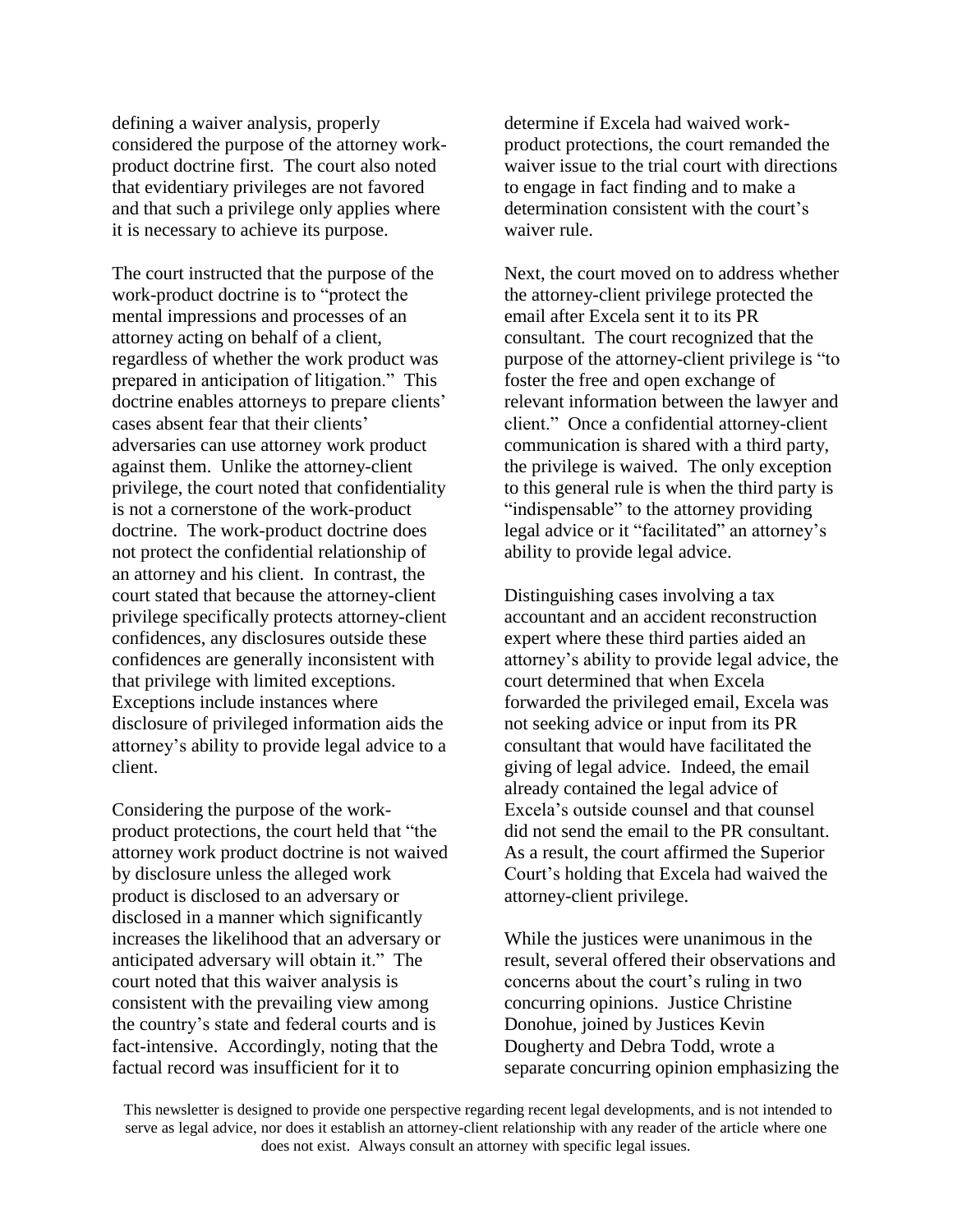defining a waiver analysis, properly considered the purpose of the attorney work-product doctrine first. The court also noted that evidentiary privileges are not favored and that such a privilege only applies where it is necessary to achieve its purpose.

The court instructed that the purpose of the work-product doctrine is to "protect the mental impressions and processes of an attorney acting on behalf of a client, regardless of whether the work product was prepared in anticipation of litigation." This doctrine enables attorneys to prepare clients' cases absent fear that their clients' adversaries can use attorney work product against them. Unlike the attorney-client privilege, the court noted that confidentiality is not a cornerstone of the work-product doctrine. The work-product doctrine does not protect the confidential relationship of an attorney and his client. In contrast, the court stated that because the attorney-client privilege specifically protects attorney-client confidences, any disclosures outside these confidences are generally inconsistent with that privilege with limited exceptions. Exceptions include instances where disclosure of privileged information aids the attorney's ability to provide legal advice to a client.

Considering the purpose of the work-product protections, the court held that "the attorney work product doctrine is not waived by disclosure unless the alleged work product is disclosed to an adversary or disclosed in a manner which significantly increases the likelihood that an adversary or anticipated adversary will obtain it." The court noted that this waiver analysis is consistent with the prevailing view among the country's state and federal courts and is fact-intensive. Accordingly, noting that the factual record was insufficient for it to determine if Excela had waived work-product protections, the court remanded the waiver issue to the trial court with directions to engage in fact finding and to make a determination consistent with the court's waiver rule.

Next, the court moved on to address whether the attorney-client privilege protected the email after Excela sent it to its PR consultant. The court recognized that the purpose of the attorney-client privilege is "to foster the free and open exchange of relevant information between the lawyer and client." Once a confidential attorney-client communication is shared with a third party, the privilege is waived. The only exception to this general rule is when the third party is "indispensable" to the attorney providing legal advice or it "facilitated" an attorney's ability to provide legal advice.

Distinguishing cases involving a tax accountant and an accident reconstruction expert where these third parties aided an attorney's ability to provide legal advice, the court determined that when Excela forwarded the privileged email, Excela was not seeking advice or input from its PR consultant that would have facilitated the giving of legal advice. Indeed, the email already contained the legal advice of Excela's outside counsel and that counsel did not send the email to the PR consultant. As a result, the court affirmed the Superior Court's holding that Excela had waived the attorney-client privilege.

While the justices were unanimous in the result, several offered their observations and concerns about the court's ruling in two concurring opinions. Justice Christine Donohue, joined by Justices Kevin Dougherty and Debra Todd, wrote a separate concurring opinion emphasizing the

This newsletter is designed to provide one perspective regarding recent legal developments, and is not intended to serve as legal advice, nor does it establish an attorney-client relationship with any reader of the article where one does not exist. Always consult an attorney with specific legal issues.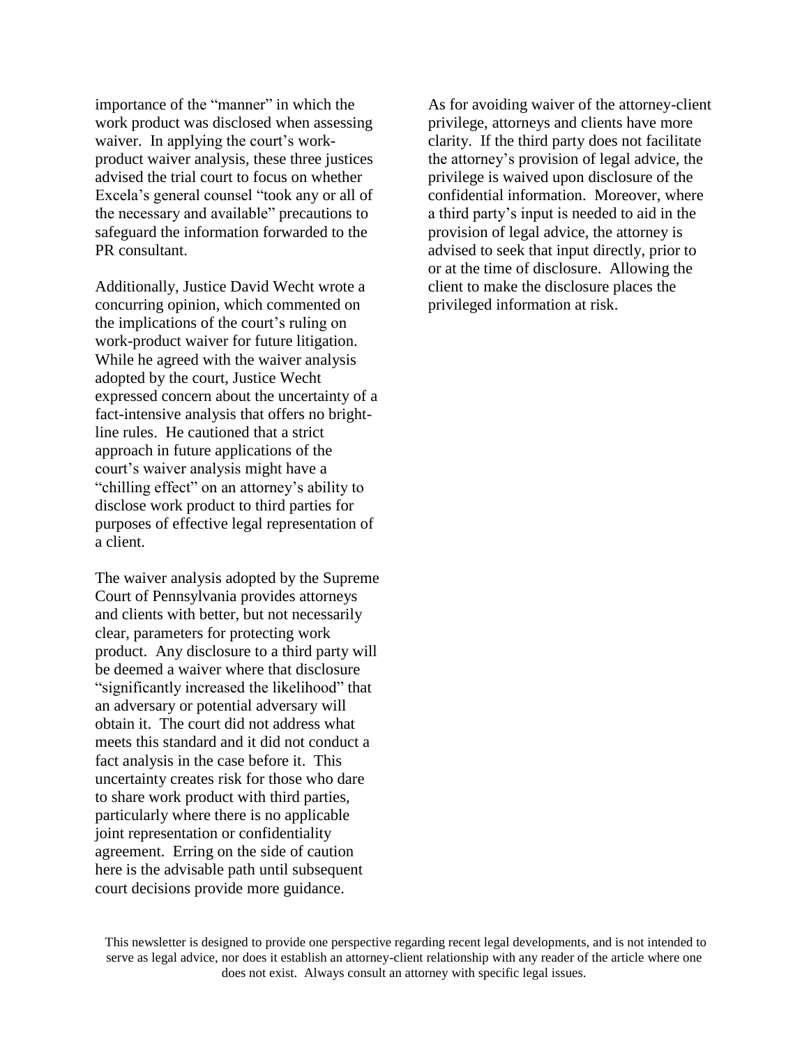importance of the "manner" in which the work product was disclosed when assessing waiver. In applying the court's work-product waiver analysis, these three justices advised the trial court to focus on whether Excela's general counsel "took any or all of the necessary and available" precautions to safeguard the information forwarded to the PR consultant.

Additionally, Justice David Wecht wrote a concurring opinion, which commented on the implications of the court's ruling on work-product waiver for future litigation. While he agreed with the waiver analysis adopted by the court, Justice Wecht expressed concern about the uncertainty of a fact-intensive analysis that offers no bright-line rules. He cautioned that a strict approach in future applications of the court's waiver analysis might have a "chilling effect" on an attorney's ability to disclose work product to third parties for purposes of effective legal representation of a client.

The waiver analysis adopted by the Supreme Court of Pennsylvania provides attorneys and clients with better, but not necessarily clear, parameters for protecting work product. Any disclosure to a third party will be deemed a waiver where that disclosure "significantly increased the likelihood" that an adversary or potential adversary will obtain it. The court did not address what meets this standard and it did not conduct a fact analysis in the case before it. This uncertainty creates risk for those who dare to share work product with third parties, particularly where there is no applicable joint representation or confidentiality agreement. Erring on the side of caution here is the advisable path until subsequent court decisions provide more guidance.

As for avoiding waiver of the attorney-client privilege, attorneys and clients have more clarity. If the third party does not facilitate the attorney's provision of legal advice, the privilege is waived upon disclosure of the confidential information. Moreover, where a third party's input is needed to aid in the provision of legal advice, the attorney is advised to seek that input directly, prior to or at the time of disclosure. Allowing the client to make the disclosure places the privileged information at risk.

This newsletter is designed to provide one perspective regarding recent legal developments, and is not intended to serve as legal advice, nor does it establish an attorney-client relationship with any reader of the article where one does not exist. Always consult an attorney with specific legal issues.